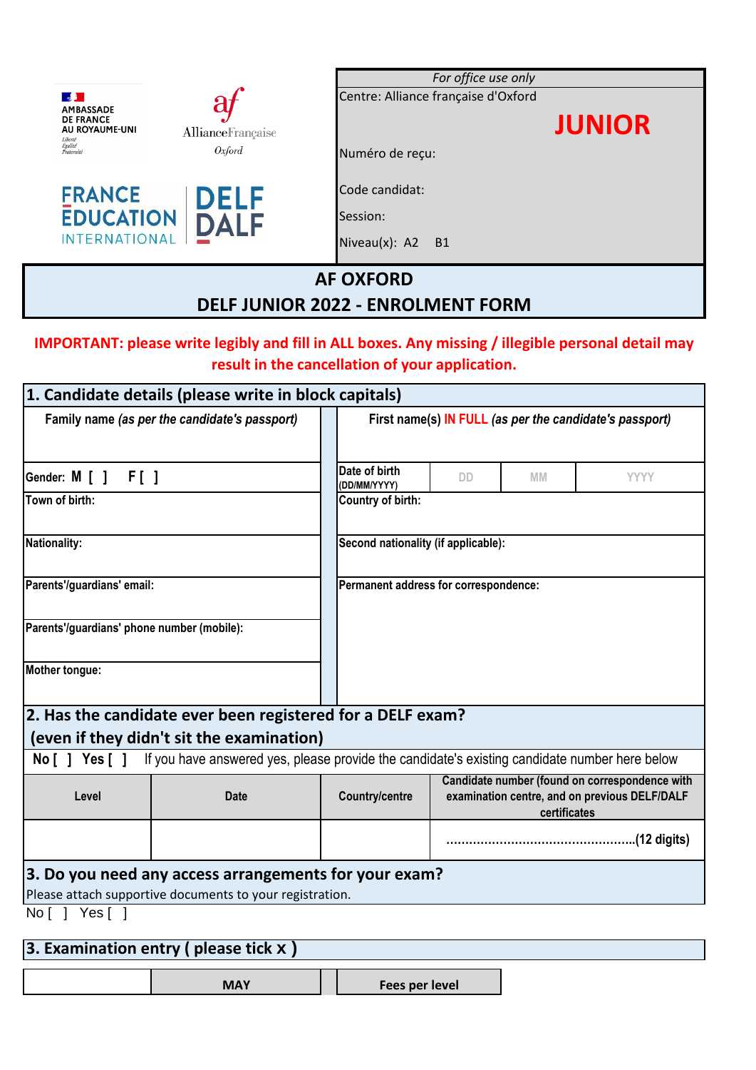AMBASSADE DE FRANCE AU ROYAUME-UNI

Liberté Égalité Fraternité

Alliance Française Oxford

FRANCE EDUCATION INTERNATIONAL

DELF DALF

| *For office use only* |
|---|
| Centre: Alliance française d'Oxford |
| **JUNIOR** |
| Numéro de reçu: |
| Code candidat: |
| Session: |
| Niveau(x): A2 B1 |

# AF OXFORD
# DELF JUNIOR 2022 - ENROLMENT FORM

**IMPORTANT: please write legibly and fill in ALL boxes. Any missing / illegible personal detail may result in the cancellation of your application.**

## 1. Candidate details (please write in block capitals)

| Family name *(as per the candidate's passport)* | First name(s) IN FULL *(as per the candidate's passport)* | | | |
|---|---|---|---|---|
| Gender: M [ ] F [ ] | Date of birth (DD/MM/YYYY) | DD | MM | YYYY |
| Town of birth: | Country of birth: | | | |
| Nationality: | Second nationality (if applicable): | | | |
| Parents'/guardians' email: | Permanent address for correspondence: | | | |
| Parents'/guardians' phone number (mobile): | | | | |
| Mother tongue: | | | | |

## 2. Has the candidate ever been registered for a DELF exam? (even if they didn't sit the examination)

No [ ] Yes [ ] If you have answered yes, please provide the candidate's existing candidate number here below

| Level | Date | Country/centre | Candidate number (found on correspondence with examination centre, and on previous DELF/DALF certificates |
|---|---|---|---|
| | | | ..................................................(12 digits) |

## 3. Do you need any access arrangements for your exam?

Please attach supportive documents to your registration.

No [ ] Yes [ ]

## 3. Examination entry ( please tick x )

| | MAY | Fees per level |
|---|---|---|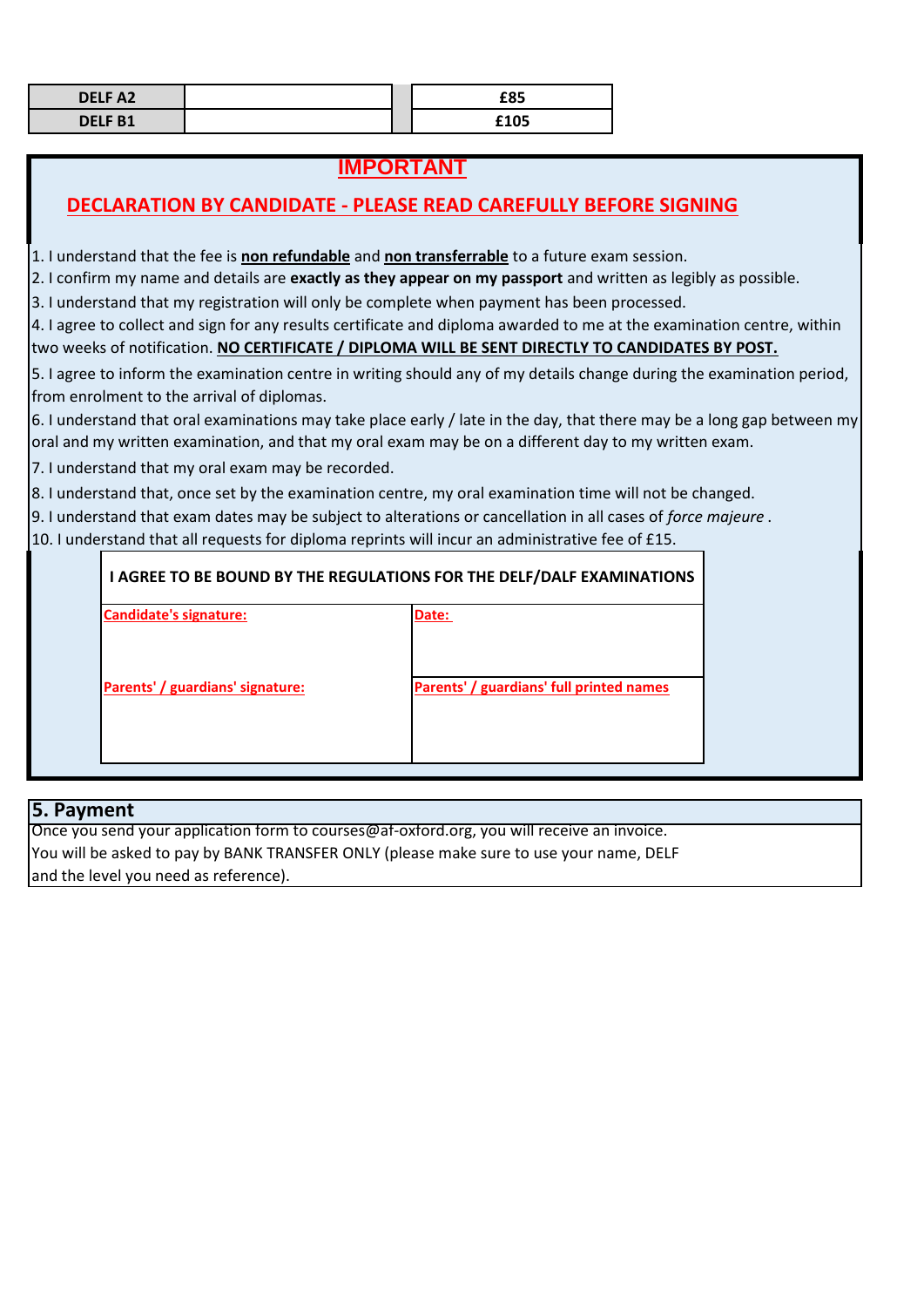| | | | |
|---|---|---|---|
| **DELF A2** | | | **£85** |
| **DELF B1** | | | **£105** |

## IMPORTANT

### DECLARATION BY CANDIDATE - PLEASE READ CAREFULLY BEFORE SIGNING

1. I understand that the fee is **non refundable** and **non transferrable** to a future exam session.
2. I confirm my name and details are **exactly as they appear on my passport** and written as legibly as possible.
3. I understand that my registration will only be complete when payment has been processed.
4. I agree to collect and sign for any results certificate and diploma awarded to me at the examination centre, within two weeks of notification. **NO CERTIFICATE / DIPLOMA WILL BE SENT DIRECTLY TO CANDIDATES BY POST.**
5. I agree to inform the examination centre in writing should any of my details change during the examination period, from enrolment to the arrival of diplomas.
6. I understand that oral examinations may take place early / late in the day, that there may be a long gap between my oral and my written examination, and that my oral exam may be on a different day to my written exam.
7. I understand that my oral exam may be recorded.
8. I understand that, once set by the examination centre, my oral examination time will not be changed.
9. I understand that exam dates may be subject to alterations or cancellation in all cases of *force majeure* .
10. I understand that all requests for diploma reprints will incur an administrative fee of £15.

| **I AGREE TO BE BOUND BY THE REGULATIONS FOR THE DELF/DALF EXAMINATIONS** | |
|---|---|
| **Candidate's signature:** | **Date:** |
| **Parents' / guardians' signature:** | **Parents' / guardians' full printed names** |

## 5. Payment

Once you send your application form to courses@af-oxford.org, you will receive an invoice.
You will be asked to pay by BANK TRANSFER ONLY (please make sure to use your name, DELF and the level you need as reference).